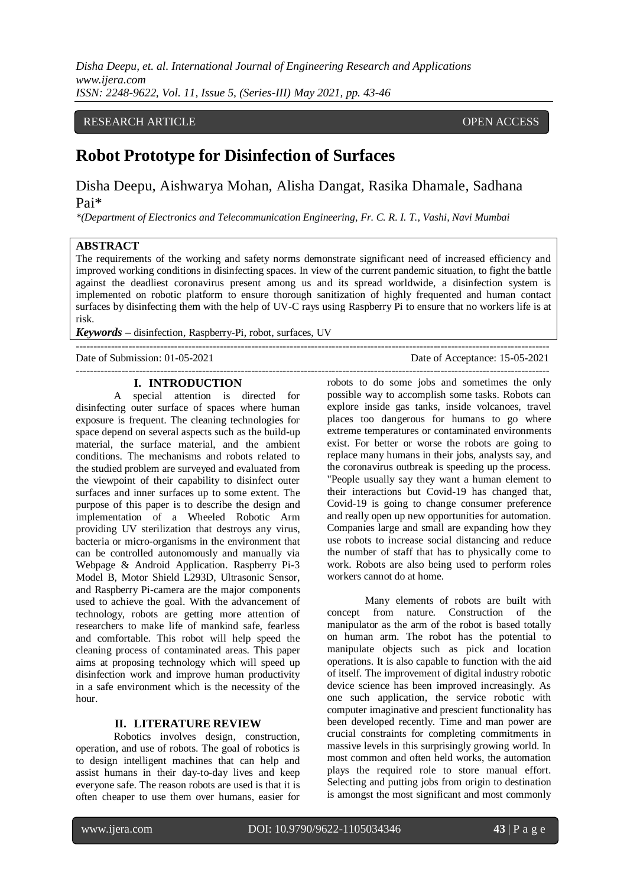RESEARCH ARTICLE OPEN ACCESS

# Robot Prototype for Disinfection of Surfaces

Disha Deepu, Aishwarya Mohan, Alisha Dangat, Rasika Dhamale, Sadhana Pai*

*(Department of Electronics and Telecommunication Engineering, Fr. C. R. I. T., Vashi, Navi Mumbai

## ABSTRACT

The requirements of the working and safety norms demonstrate significant need of increased efficiency and improved working conditions in disinfecting spaces. In view of the current pandemic situation, to fight the battle against the deadliest coronavirus present among us and its spread worldwide, a disinfection system is implemented on robotic platform to ensure thorough sanitization of highly frequented and human contact surfaces by disinfecting them with the help of UV-C rays using Raspberry Pi to ensure that no workers life is at risk.

***Keywords*** **–** disinfection, Raspberry-Pi, robot, surfaces, UV

---

Date of Submission: 01-05-2021 Date of Acceptance: 15-05-2021

---

## I. INTRODUCTION

A special attention is directed for disinfecting outer surface of spaces where human exposure is frequent. The cleaning technologies for space depend on several aspects such as the build-up material, the surface material, and the ambient conditions. The mechanisms and robots related to the studied problem are surveyed and evaluated from the viewpoint of their capability to disinfect outer surfaces and inner surfaces up to some extent. The purpose of this paper is to describe the design and implementation of a Wheeled Robotic Arm providing UV sterilization that destroys any virus, bacteria or micro-organisms in the environment that can be controlled autonomously and manually via Webpage & Android Application. Raspberry Pi-3 Model B, Motor Shield L293D, Ultrasonic Sensor, and Raspberry Pi-camera are the major components used to achieve the goal. With the advancement of technology, robots are getting more attention of researchers to make life of mankind safe, fearless and comfortable. This robot will help speed the cleaning process of contaminated areas. This paper aims at proposing technology which will speed up disinfection work and improve human productivity in a safe environment which is the necessity of the hour.

## II. LITERATURE REVIEW

Robotics involves design, construction, operation, and use of robots. The goal of robotics is to design intelligent machines that can help and assist humans in their day-to-day lives and keep everyone safe. The reason robots are used is that it is often cheaper to use them over humans, easier for robots to do some jobs and sometimes the only possible way to accomplish some tasks. Robots can explore inside gas tanks, inside volcanoes, travel places too dangerous for humans to go where extreme temperatures or contaminated environments exist. For better or worse the robots are going to replace many humans in their jobs, analysts say, and the coronavirus outbreak is speeding up the process. "People usually say they want a human element to their interactions but Covid-19 has changed that, Covid-19 is going to change consumer preference and really open up new opportunities for automation. Companies large and small are expanding how they use robots to increase social distancing and reduce the number of staff that has to physically come to work. Robots are also being used to perform roles workers cannot do at home.

Many elements of robots are built with concept from nature. Construction of the manipulator as the arm of the robot is based totally on human arm. The robot has the potential to manipulate objects such as pick and location operations. It is also capable to function with the aid of itself. The improvement of digital industry robotic device science has been improved increasingly. As one such application, the service robotic with computer imaginative and prescient functionality has been developed recently. Time and man power are crucial constraints for completing commitments in massive levels in this surprisingly growing world. In most common and often held works, the automation plays the required role to store manual effort. Selecting and putting jobs from origin to destination is amongst the most significant and most commonly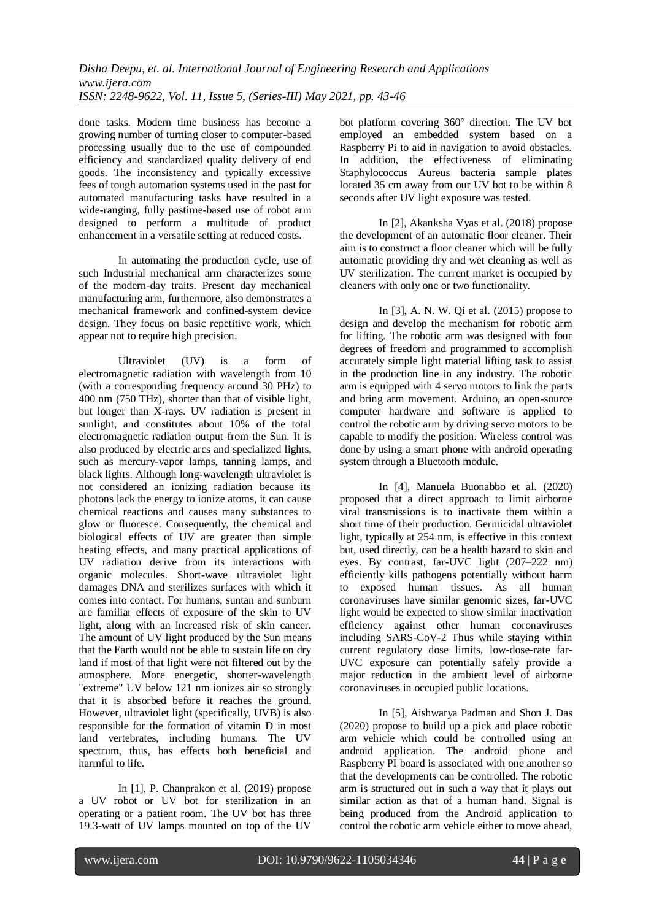done tasks. Modern time business has become a growing number of turning closer to computer-based processing usually due to the use of compounded efficiency and standardized quality delivery of end goods. The inconsistency and typically excessive fees of tough automation systems used in the past for automated manufacturing tasks have resulted in a wide-ranging, fully pastime-based use of robot arm designed to perform a multitude of product enhancement in a versatile setting at reduced costs.

In automating the production cycle, use of such Industrial mechanical arm characterizes some of the modern-day traits. Present day mechanical manufacturing arm, furthermore, also demonstrates a mechanical framework and confined-system device design. They focus on basic repetitive work, which appear not to require high precision.

Ultraviolet (UV) is a form of electromagnetic radiation with wavelength from 10 (with a corresponding frequency around 30 PHz) to 400 nm (750 THz), shorter than that of visible light, but longer than X-rays. UV radiation is present in sunlight, and constitutes about 10% of the total electromagnetic radiation output from the Sun. It is also produced by electric arcs and specialized lights, such as mercury-vapor lamps, tanning lamps, and black lights. Although long-wavelength ultraviolet is not considered an ionizing radiation because its photons lack the energy to ionize atoms, it can cause chemical reactions and causes many substances to glow or fluoresce. Consequently, the chemical and biological effects of UV are greater than simple heating effects, and many practical applications of UV radiation derive from its interactions with organic molecules. Short-wave ultraviolet light damages DNA and sterilizes surfaces with which it comes into contact. For humans, suntan and sunburn are familiar effects of exposure of the skin to UV light, along with an increased risk of skin cancer. The amount of UV light produced by the Sun means that the Earth would not be able to sustain life on dry land if most of that light were not filtered out by the atmosphere. More energetic, shorter-wavelength "extreme" UV below 121 nm ionizes air so strongly that it is absorbed before it reaches the ground. However, ultraviolet light (specifically, UVB) is also responsible for the formation of vitamin D in most land vertebrates, including humans. The UV spectrum, thus, has effects both beneficial and harmful to life.

In [1], P. Chanprakon et al. (2019) propose a UV robot or UV bot for sterilization in an operating or a patient room. The UV bot has three 19.3-watt of UV lamps mounted on top of the UV bot platform covering 360° direction. The UV bot employed an embedded system based on a Raspberry Pi to aid in navigation to avoid obstacles. In addition, the effectiveness of eliminating Staphylococcus Aureus bacteria sample plates located 35 cm away from our UV bot to be within 8 seconds after UV light exposure was tested.

In [2], Akanksha Vyas et al. (2018) propose the development of an automatic floor cleaner. Their aim is to construct a floor cleaner which will be fully automatic providing dry and wet cleaning as well as UV sterilization. The current market is occupied by cleaners with only one or two functionality.

In [3], A. N. W. Qi et al. (2015) propose to design and develop the mechanism for robotic arm for lifting. The robotic arm was designed with four degrees of freedom and programmed to accomplish accurately simple light material lifting task to assist in the production line in any industry. The robotic arm is equipped with 4 servo motors to link the parts and bring arm movement. Arduino, an open-source computer hardware and software is applied to control the robotic arm by driving servo motors to be capable to modify the position. Wireless control was done by using a smart phone with android operating system through a Bluetooth module.

In [4], Manuela Buonabbo et al. (2020) proposed that a direct approach to limit airborne viral transmissions is to inactivate them within a short time of their production. Germicidal ultraviolet light, typically at 254 nm, is effective in this context but, used directly, can be a health hazard to skin and eyes. By contrast, far-UVC light (207–222 nm) efficiently kills pathogens potentially without harm to exposed human tissues. As all human coronaviruses have similar genomic sizes, far-UVC light would be expected to show similar inactivation efficiency against other human coronaviruses including SARS-CoV-2 Thus while staying within current regulatory dose limits, low-dose-rate far-UVC exposure can potentially safely provide a major reduction in the ambient level of airborne coronaviruses in occupied public locations.

In [5], Aishwarya Padman and Shon J. Das (2020) propose to build up a pick and place robotic arm vehicle which could be controlled using an android application. The android phone and Raspberry PI board is associated with one another so that the developments can be controlled. The robotic arm is structured out in such a way that it plays out similar action as that of a human hand. Signal is being produced from the Android application to control the robotic arm vehicle either to move ahead,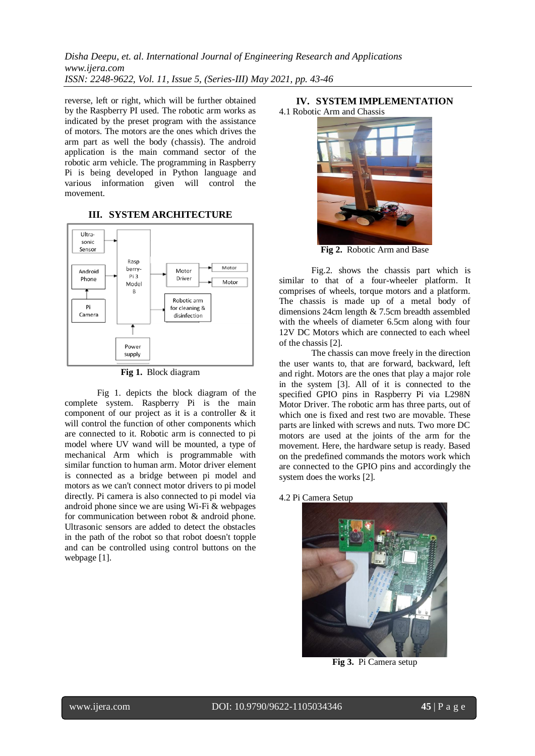reverse, left or right, which will be further obtained by the Raspberry PI used. The robotic arm works as indicated by the preset program with the assistance of motors. The motors are the ones which drives the arm part as well the body (chassis). The android application is the main command sector of the robotic arm vehicle. The programming in Raspberry Pi is being developed in Python language and various information given will control the movement.

## III. SYSTEM ARCHITECTURE

**Fig 1.** Block diagram

Fig 1. depicts the block diagram of the complete system. Raspberry Pi is the main component of our project as it is a controller & it will control the function of other components which are connected to it. Robotic arm is connected to pi model where UV wand will be mounted, a type of mechanical Arm which is programmable with similar function to human arm. Motor driver element is connected as a bridge between pi model and motors as we can't connect motor drivers to pi model directly. Pi camera is also connected to pi model via android phone since we are using Wi-Fi & webpages for communication between robot & android phone. Ultrasonic sensors are added to detect the obstacles in the path of the robot so that robot doesn't topple and can be controlled using control buttons on the webpage [1].

## IV. SYSTEM IMPLEMENTATION

4.1 Robotic Arm and Chassis

**Fig 2.** Robotic Arm and Base

Fig.2. shows the chassis part which is similar to that of a four-wheeler platform. It comprises of wheels, torque motors and a platform. The chassis is made up of a metal body of dimensions 24cm length & 7.5cm breadth assembled with the wheels of diameter 6.5cm along with four 12V DC Motors which are connected to each wheel of the chassis [2].

The chassis can move freely in the direction the user wants to, that are forward, backward, left and right. Motors are the ones that play a major role in the system [3]. All of it is connected to the specified GPIO pins in Raspberry Pi via L298N Motor Driver. The robotic arm has three parts, out of which one is fixed and rest two are movable. These parts are linked with screws and nuts. Two more DC motors are used at the joints of the arm for the movement. Here, the hardware setup is ready. Based on the predefined commands the motors work which are connected to the GPIO pins and accordingly the system does the works [2].

4.2 Pi Camera Setup

**Fig 3.** Pi Camera setup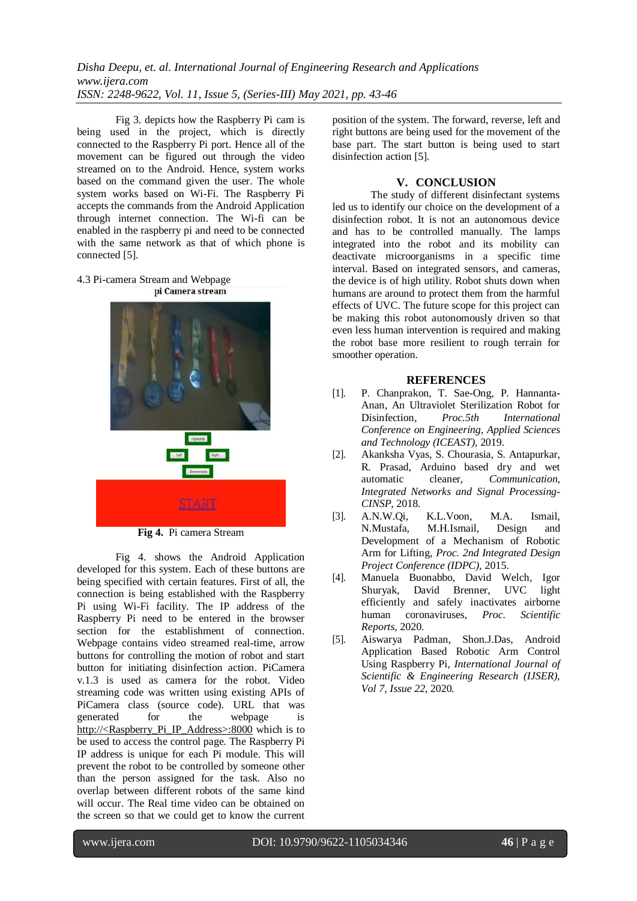Fig 3. depicts how the Raspberry Pi cam is being used in the project, which is directly connected to the Raspberry Pi port. Hence all of the movement can be figured out through the video streamed on to the Android. Hence, system works based on the command given the user. The whole system works based on Wi-Fi. The Raspberry Pi accepts the commands from the Android Application through internet connection. The Wi-fi can be enabled in the raspberry pi and need to be connected with the same network as that of which phone is connected [5].

4.3 Pi-camera Stream and Webpage

pi Camera stream

Upwards

Left

Right

Downwards

START

**Fig 4.** Pi camera Stream

Fig 4. shows the Android Application developed for this system. Each of these buttons are being specified with certain features. First of all, the connection is being established with the Raspberry Pi using Wi-Fi facility. The IP address of the Raspberry Pi need to be entered in the browser section for the establishment of connection. Webpage contains video streamed real-time, arrow buttons for controlling the motion of robot and start button for initiating disinfection action. PiCamera v.1.3 is used as camera for the robot. Video streaming code was written using existing APIs of PiCamera class (source code). URL that was generated for the webpage is http://<Raspberry_Pi_IP_Address>:8000 which is to be used to access the control page. The Raspberry Pi IP address is unique for each Pi module. This will prevent the robot to be controlled by someone other than the person assigned for the task. Also no overlap between different robots of the same kind will occur. The Real time video can be obtained on the screen so that we could get to know the current position of the system. The forward, reverse, left and right buttons are being used for the movement of the base part. The start button is being used to start disinfection action [5].

## V. CONCLUSION

The study of different disinfectant systems led us to identify our choice on the development of a disinfection robot. It is not an autonomous device and has to be controlled manually. The lamps integrated into the robot and its mobility can deactivate microorganisms in a specific time interval. Based on integrated sensors, and cameras, the device is of high utility. Robot shuts down when humans are around to protect them from the harmful effects of UVC. The future scope for this project can be making this robot autonomously driven so that even less human intervention is required and making the robot base more resilient to rough terrain for smoother operation.

## REFERENCES

[1]. P. Chanprakon, T. Sae-Ong, P. Hannanta-Anan, An Ultraviolet Sterilization Robot for Disinfection, *Proc.5th International Conference on Engineering, Applied Sciences and Technology (ICEAST)*, 2019.

[2]. Akanksha Vyas, S. Chourasia, S. Antapurkar, R. Prasad, Arduino based dry and wet automatic cleaner, *Communication, Integrated Networks and Signal Processing-CINSP*, 2018.

[3]. A.N.W.Qi, K.L.Voon, M.A. Ismail, N.Mustafa, M.H.Ismail, Design and Development of a Mechanism of Robotic Arm for Lifting, *Proc. 2nd Integrated Design Project Conference (IDPC)*, 2015.

[4]. Manuela Buonabbo, David Welch, Igor Shuryak, David Brenner, UVC light efficiently and safely inactivates airborne human coronaviruses, *Proc. Scientific Reports*, 2020.

[5]. Aiswarya Padman, Shon.J.Das, Android Application Based Robotic Arm Control Using Raspberry Pi, *International Journal of Scientific & Engineering Research (IJSER), Vol 7, Issue 22*, 2020.